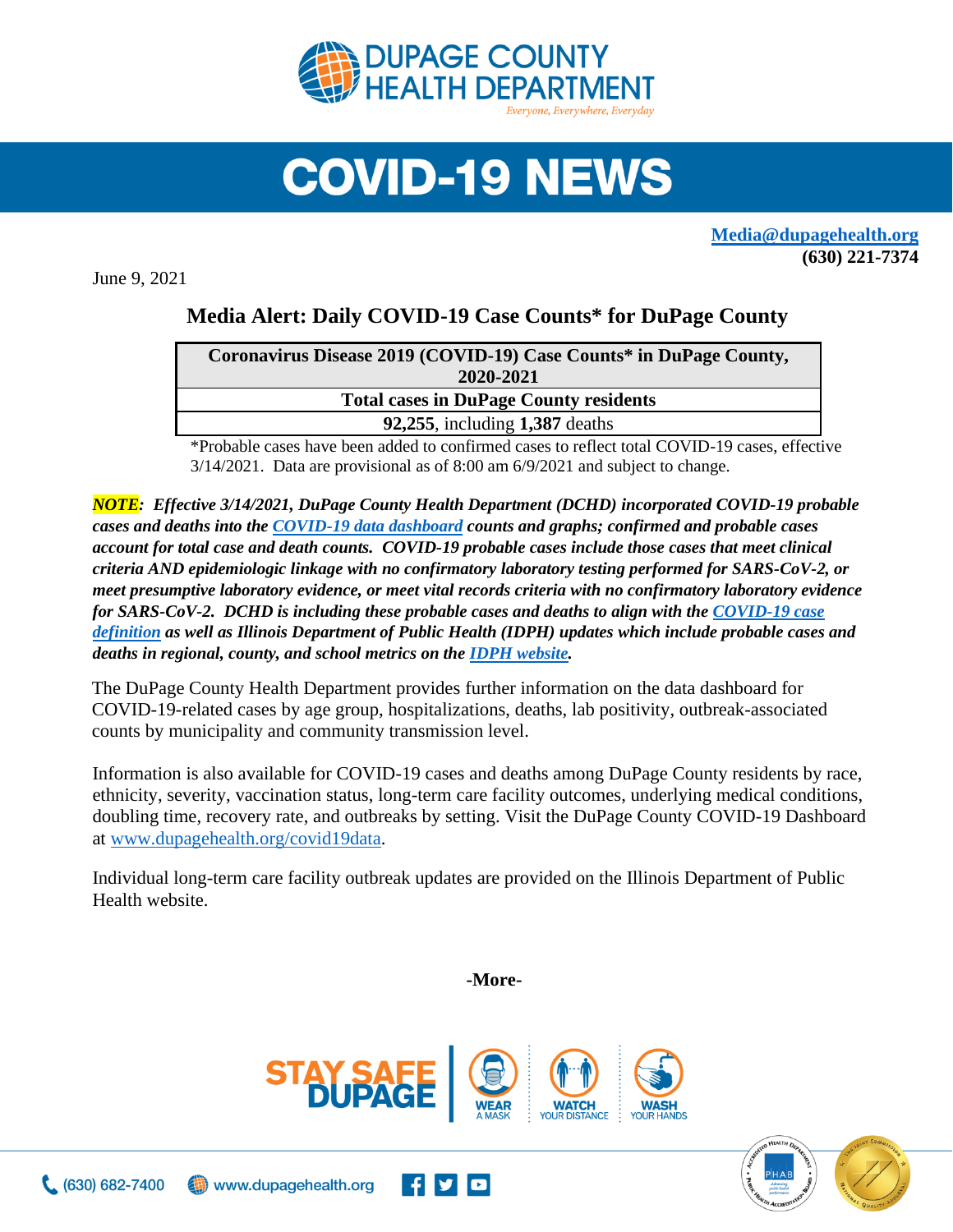# DUPAGE COUNTY HEALTH DEPARTMENT

*Everyone, Everywhere, Everyday*

# COVID-19 NEWS

**Media@dupagehealth.org**
**(630) 221-7374**

June 9, 2021

## Media Alert: Daily COVID-19 Case Counts* for DuPage County

| Coronavirus Disease 2019 (COVID-19) Case Counts* in DuPage County, 2020-2021 |
|---|
| **Total cases in DuPage County residents** |
| **92,255**, including **1,387** deaths |

*Probable cases have been added to confirmed cases to reflect total COVID-19 cases, effective 3/14/2021. Data are provisional as of 8:00 am 6/9/2021 and subject to change.

***NOTE**: Effective 3/14/2021, DuPage County Health Department (DCHD) incorporated COVID-19 probable cases and deaths into the COVID-19 data dashboard counts and graphs; confirmed and probable cases account for total case and death counts. COVID-19 probable cases include those cases that meet clinical criteria AND epidemiologic linkage with no confirmatory laboratory testing performed for SARS-CoV-2, or meet presumptive laboratory evidence, or meet vital records criteria with no confirmatory laboratory evidence for SARS-CoV-2. DCHD is including these probable cases and deaths to align with the COVID-19 case definition as well as Illinois Department of Public Health (IDPH) updates which include probable cases and deaths in regional, county, and school metrics on the IDPH website.*

The DuPage County Health Department provides further information on the data dashboard for COVID-19-related cases by age group, hospitalizations, deaths, lab positivity, outbreak-associated counts by municipality and community transmission level.

Information is also available for COVID-19 cases and deaths among DuPage County residents by race, ethnicity, severity, vaccination status, long-term care facility outcomes, underlying medical conditions, doubling time, recovery rate, and outbreaks by setting. Visit the DuPage County COVID-19 Dashboard at www.dupagehealth.org/covid19data.

Individual long-term care facility outbreak updates are provided on the Illinois Department of Public Health website.

**-More-**

STAY SAFE DUPAGE | WEAR A MASK | WATCH YOUR DISTANCE | WASH YOUR HANDS

(630) 682-7400 | www.dupagehealth.org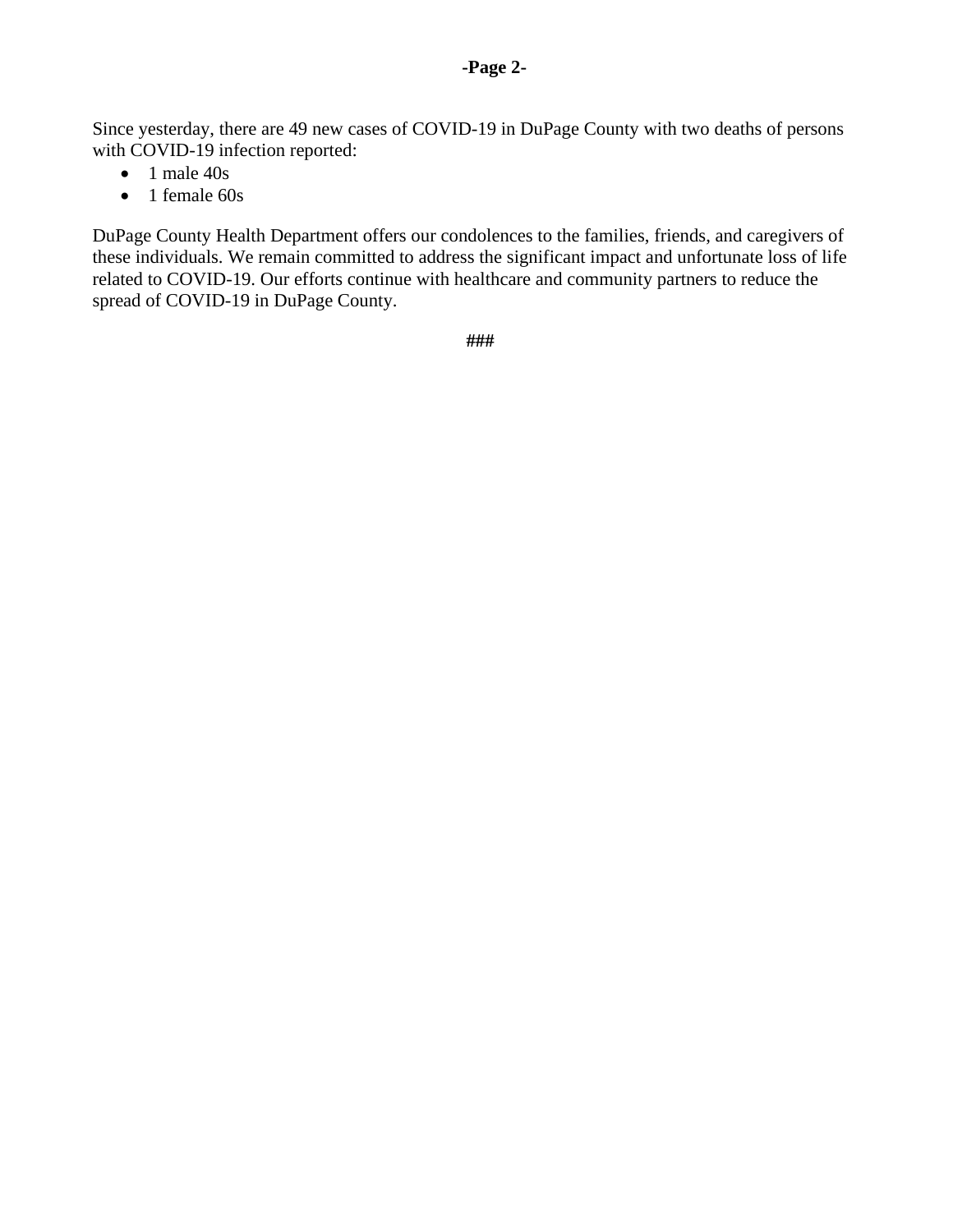Since yesterday, there are 49 new cases of COVID-19 in DuPage County with two deaths of persons with COVID-19 infection reported:

- 1 male 40s
- 1 female 60s

DuPage County Health Department offers our condolences to the families, friends, and caregivers of these individuals. We remain committed to address the significant impact and unfortunate loss of life related to COVID-19. Our efforts continue with healthcare and community partners to reduce the spread of COVID-19 in DuPage County.

**###**